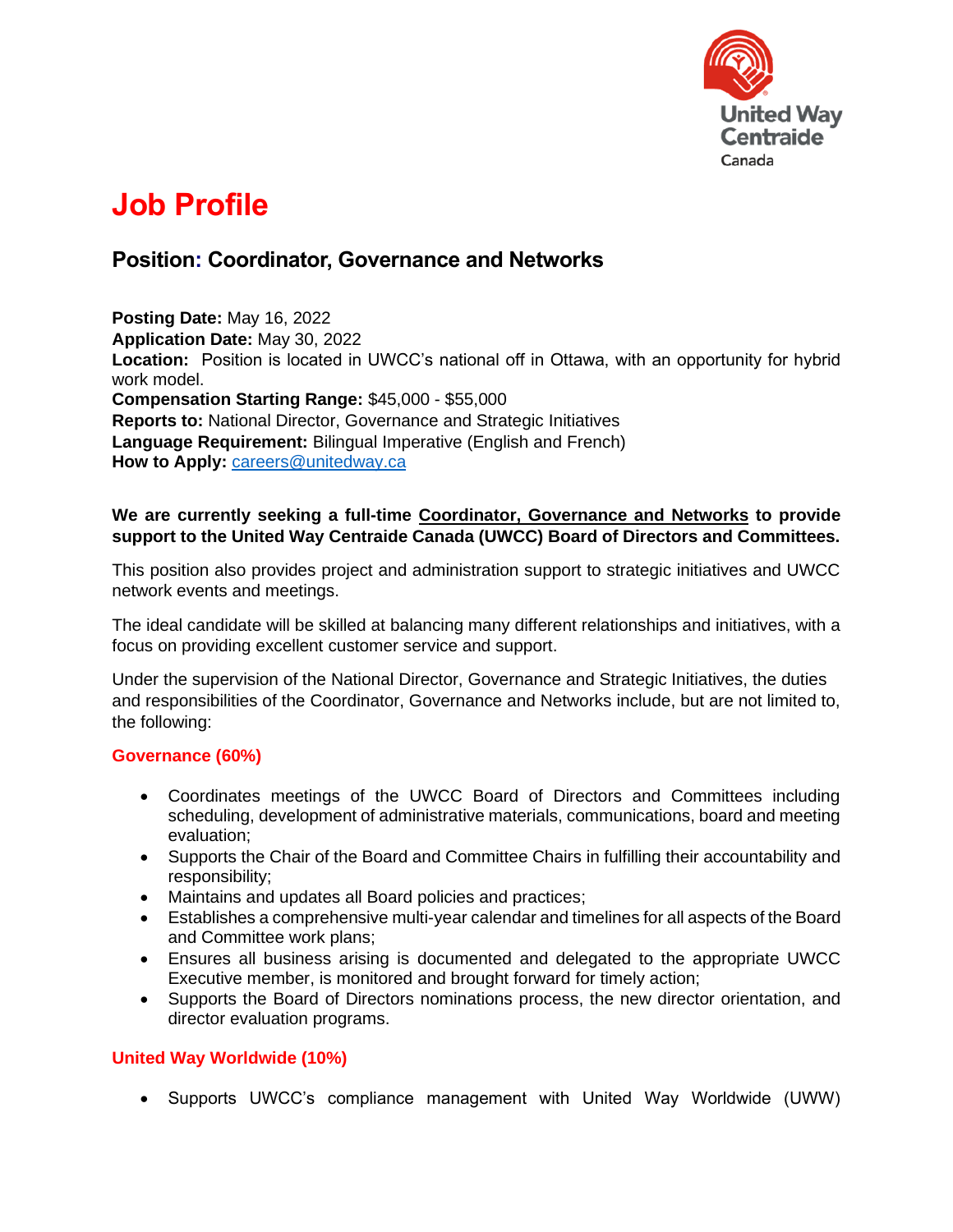# Job Profile

## Position: Coordinator, Governance and Networks

**Posting Date:** May 16, 2022
**Application Date:** May 30, 2022
**Location:** Position is located in UWCC's national off in Ottawa, with an opportunity for hybrid work model.
**Compensation Starting Range:** $45,000 - $55,000
**Reports to:** National Director, Governance and Strategic Initiatives
**Language Requirement:** Bilingual Imperative (English and French)
**How to Apply:** careers@unitedway.ca

**We are currently seeking a full-time Coordinator, Governance and Networks to provide support to the United Way Centraide Canada (UWCC) Board of Directors and Committees.**

This position also provides project and administration support to strategic initiatives and UWCC network events and meetings.

The ideal candidate will be skilled at balancing many different relationships and initiatives, with a focus on providing excellent customer service and support.

Under the supervision of the National Director, Governance and Strategic Initiatives, the duties and responsibilities of the Coordinator, Governance and Networks include, but are not limited to, the following:

### Governance (60%)

- Coordinates meetings of the UWCC Board of Directors and Committees including scheduling, development of administrative materials, communications, board and meeting evaluation;
- Supports the Chair of the Board and Committee Chairs in fulfilling their accountability and responsibility;
- Maintains and updates all Board policies and practices;
- Establishes a comprehensive multi-year calendar and timelines for all aspects of the Board and Committee work plans;
- Ensures all business arising is documented and delegated to the appropriate UWCC Executive member, is monitored and brought forward for timely action;
- Supports the Board of Directors nominations process, the new director orientation, and director evaluation programs.

### United Way Worldwide (10%)

- Supports UWCC's compliance management with United Way Worldwide (UWW)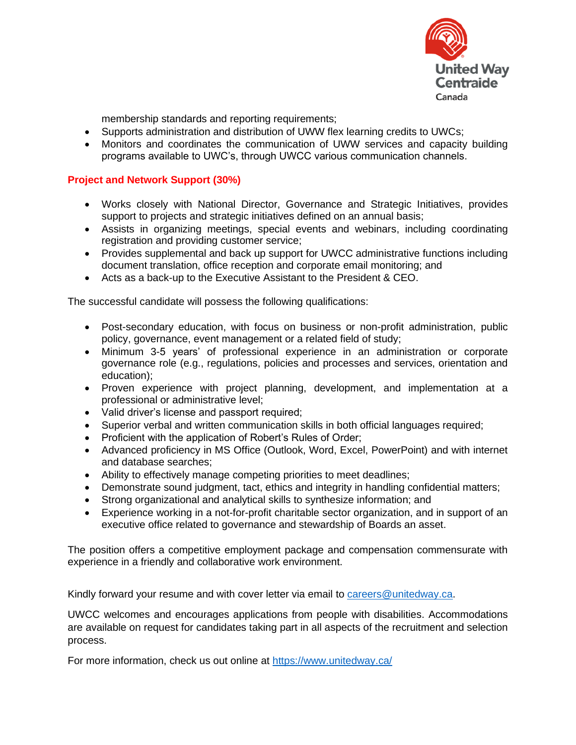membership standards and reporting requirements;

- Supports administration and distribution of UWW flex learning credits to UWCs;
- Monitors and coordinates the communication of UWW services and capacity building programs available to UWC's, through UWCC various communication channels.

**Project and Network Support (30%)**

- Works closely with National Director, Governance and Strategic Initiatives, provides support to projects and strategic initiatives defined on an annual basis;
- Assists in organizing meetings, special events and webinars, including coordinating registration and providing customer service;
- Provides supplemental and back up support for UWCC administrative functions including document translation, office reception and corporate email monitoring; and
- Acts as a back-up to the Executive Assistant to the President & CEO.

The successful candidate will possess the following qualifications:

- Post-secondary education, with focus on business or non-profit administration, public policy, governance, event management or a related field of study;
- Minimum 3-5 years' of professional experience in an administration or corporate governance role (e.g., regulations, policies and processes and services, orientation and education);
- Proven experience with project planning, development, and implementation at a professional or administrative level;
- Valid driver's license and passport required;
- Superior verbal and written communication skills in both official languages required;
- Proficient with the application of Robert's Rules of Order;
- Advanced proficiency in MS Office (Outlook, Word, Excel, PowerPoint) and with internet and database searches;
- Ability to effectively manage competing priorities to meet deadlines;
- Demonstrate sound judgment, tact, ethics and integrity in handling confidential matters;
- Strong organizational and analytical skills to synthesize information; and
- Experience working in a not-for-profit charitable sector organization, and in support of an executive office related to governance and stewardship of Boards an asset.

The position offers a competitive employment package and compensation commensurate with experience in a friendly and collaborative work environment.

Kindly forward your resume and with cover letter via email to careers@unitedway.ca.

UWCC welcomes and encourages applications from people with disabilities. Accommodations are available on request for candidates taking part in all aspects of the recruitment and selection process.

For more information, check us out online at https://www.unitedway.ca/